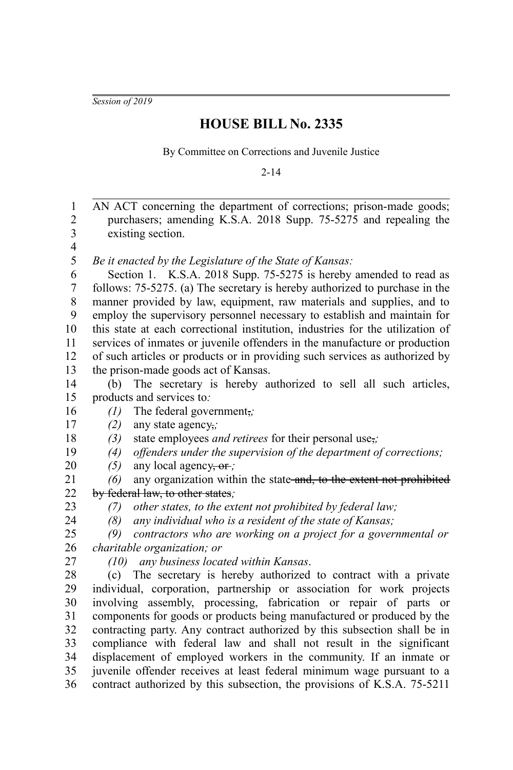*Session of 2019*

# HOUSE BILL No. 2335

By Committee on Corrections and Juvenile Justice

2-14

AN ACT concerning the department of corrections; prison-made goods; purchasers; amending K.S.A. 2018 Supp. 75-5275 and repealing the existing section.

*Be it enacted by the Legislature of the State of Kansas:*

Section 1. K.S.A. 2018 Supp. 75-5275 is hereby amended to read as follows: 75-5275. (a) The secretary is hereby authorized to purchase in the manner provided by law, equipment, raw materials and supplies, and to employ the supervisory personnel necessary to establish and maintain for this state at each correctional institution, industries for the utilization of services of inmates or juvenile offenders in the manufacture or production of such articles or products or in providing such services as authorized by the prison-made goods act of Kansas.

(b) The secretary is hereby authorized to sell all such articles, products and services to*:*

*(1)* The federal government~~,~~*;*

*(2)* any state agency~~,~~*;*

*(3)* state employees *and retirees* for their personal use~~,~~*;*

*(4) offenders under the supervision of the department of corrections;*

*(5)* any local agency~~, or~~ *;*

*(6)* any organization within the state~~ and, to the extent not prohibited by federal law, to other states~~*;*

*(7) other states, to the extent not prohibited by federal law;*

*(8) any individual who is a resident of the state of Kansas;*

*(9) contractors who are working on a project for a governmental or charitable organization; or*

*(10) any business located within Kansas*.

(c) The secretary is hereby authorized to contract with a private individual, corporation, partnership or association for work projects involving assembly, processing, fabrication or repair of parts or components for goods or products being manufactured or produced by the contracting party. Any contract authorized by this subsection shall be in compliance with federal law and shall not result in the significant displacement of employed workers in the community. If an inmate or juvenile offender receives at least federal minimum wage pursuant to a contract authorized by this subsection, the provisions of K.S.A. 75-5211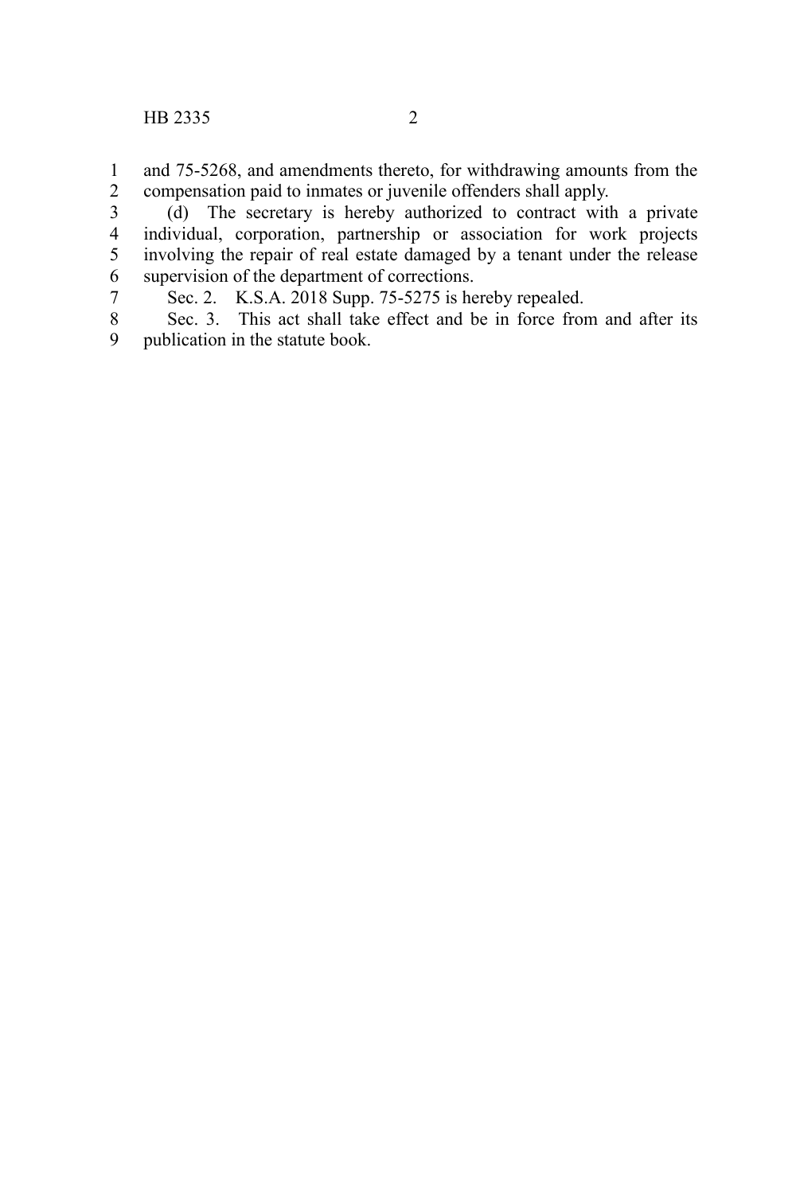and 75-5268, and amendments thereto, for withdrawing amounts from the compensation paid to inmates or juvenile offenders shall apply.

(d) The secretary is hereby authorized to contract with a private individual, corporation, partnership or association for work projects involving the repair of real estate damaged by a tenant under the release supervision of the department of corrections.

Sec. 2. K.S.A. 2018 Supp. 75-5275 is hereby repealed.

Sec. 3. This act shall take effect and be in force from and after its publication in the statute book.